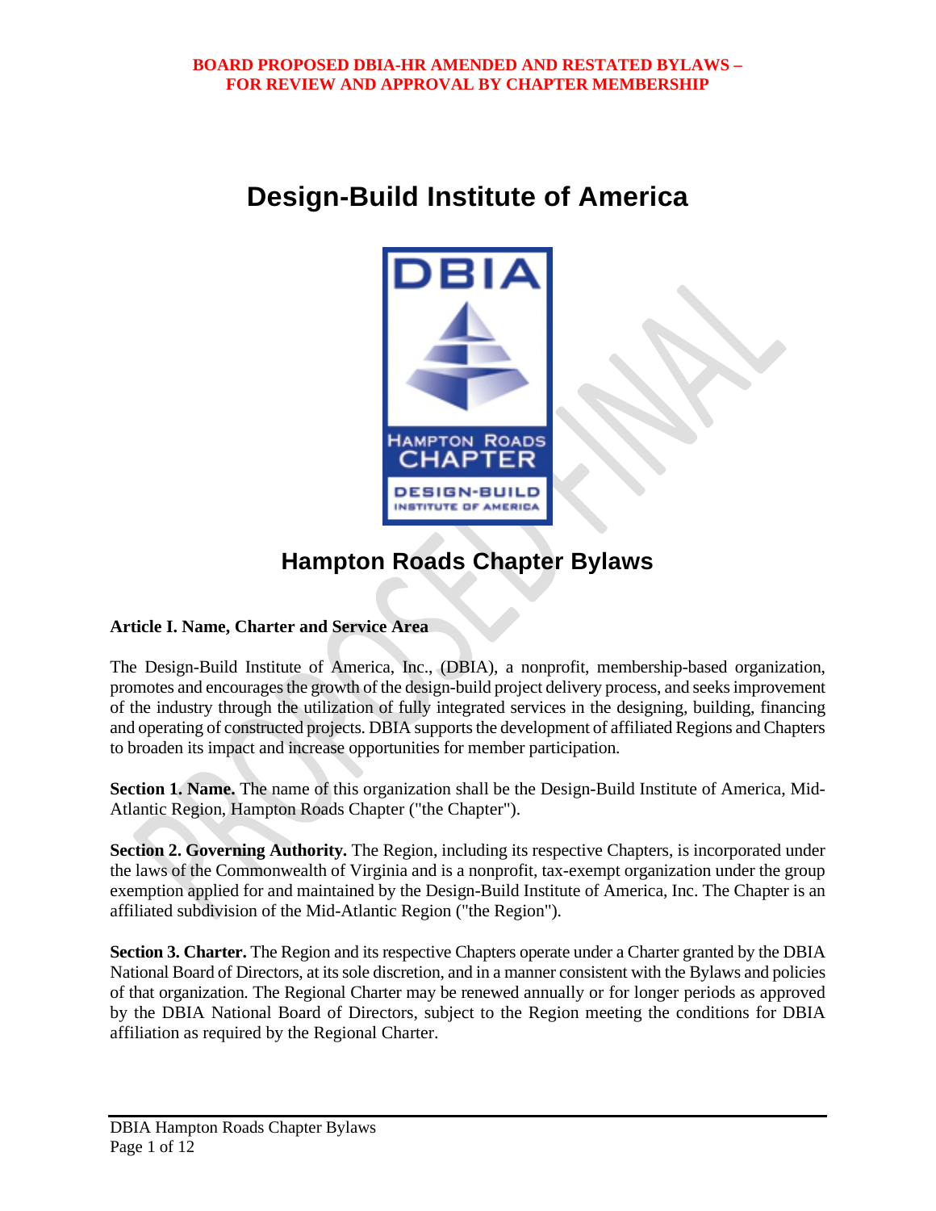**BOARD PROPOSED DBIA-HR AMENDED AND RESTATED BYLAWS – FOR REVIEW AND APPROVAL BY CHAPTER MEMBERSHIP**

# Design-Build Institute of America

## Hampton Roads Chapter Bylaws

### Article I. Name, Charter and Service Area

The Design-Build Institute of America, Inc., (DBIA), a nonprofit, membership-based organization, promotes and encourages the growth of the design-build project delivery process, and seeks improvement of the industry through the utilization of fully integrated services in the designing, building, financing and operating of constructed projects. DBIA supports the development of affiliated Regions and Chapters to broaden its impact and increase opportunities for member participation.

**Section 1. Name.** The name of this organization shall be the Design-Build Institute of America, Mid-Atlantic Region, Hampton Roads Chapter ("the Chapter").

**Section 2. Governing Authority.** The Region, including its respective Chapters, is incorporated under the laws of the Commonwealth of Virginia and is a nonprofit, tax-exempt organization under the group exemption applied for and maintained by the Design-Build Institute of America, Inc. The Chapter is an affiliated subdivision of the Mid-Atlantic Region ("the Region").

**Section 3. Charter.** The Region and its respective Chapters operate under a Charter granted by the DBIA National Board of Directors, at its sole discretion, and in a manner consistent with the Bylaws and policies of that organization. The Regional Charter may be renewed annually or for longer periods as approved by the DBIA National Board of Directors, subject to the Region meeting the conditions for DBIA affiliation as required by the Regional Charter.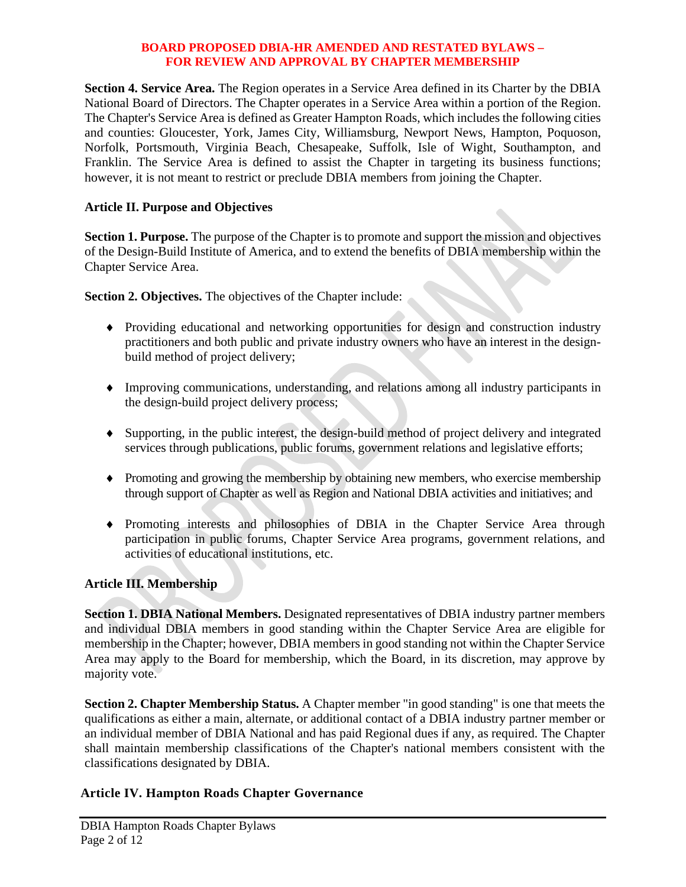**BOARD PROPOSED DBIA-HR AMENDED AND RESTATED BYLAWS – FOR REVIEW AND APPROVAL BY CHAPTER MEMBERSHIP**

**Section 4. Service Area.** The Region operates in a Service Area defined in its Charter by the DBIA National Board of Directors. The Chapter operates in a Service Area within a portion of the Region. The Chapter's Service Area is defined as Greater Hampton Roads, which includes the following cities and counties: Gloucester, York, James City, Williamsburg, Newport News, Hampton, Poquoson, Norfolk, Portsmouth, Virginia Beach, Chesapeake, Suffolk, Isle of Wight, Southampton, and Franklin. The Service Area is defined to assist the Chapter in targeting its business functions; however, it is not meant to restrict or preclude DBIA members from joining the Chapter.

## Article II. Purpose and Objectives

**Section 1. Purpose.** The purpose of the Chapter is to promote and support the mission and objectives of the Design-Build Institute of America, and to extend the benefits of DBIA membership within the Chapter Service Area.

**Section 2. Objectives.** The objectives of the Chapter include:

- Providing educational and networking opportunities for design and construction industry practitioners and both public and private industry owners who have an interest in the design-build method of project delivery;
- Improving communications, understanding, and relations among all industry participants in the design-build project delivery process;
- Supporting, in the public interest, the design-build method of project delivery and integrated services through publications, public forums, government relations and legislative efforts;
- Promoting and growing the membership by obtaining new members, who exercise membership through support of Chapter as well as Region and National DBIA activities and initiatives; and
- Promoting interests and philosophies of DBIA in the Chapter Service Area through participation in public forums, Chapter Service Area programs, government relations, and activities of educational institutions, etc.

## Article III. Membership

**Section 1. DBIA National Members.** Designated representatives of DBIA industry partner members and individual DBIA members in good standing within the Chapter Service Area are eligible for membership in the Chapter; however, DBIA members in good standing not within the Chapter Service Area may apply to the Board for membership, which the Board, in its discretion, may approve by majority vote.

**Section 2. Chapter Membership Status.** A Chapter member "in good standing" is one that meets the qualifications as either a main, alternate, or additional contact of a DBIA industry partner member or an individual member of DBIA National and has paid Regional dues if any, as required. The Chapter shall maintain membership classifications of the Chapter's national members consistent with the classifications designated by DBIA.

## Article IV. Hampton Roads Chapter Governance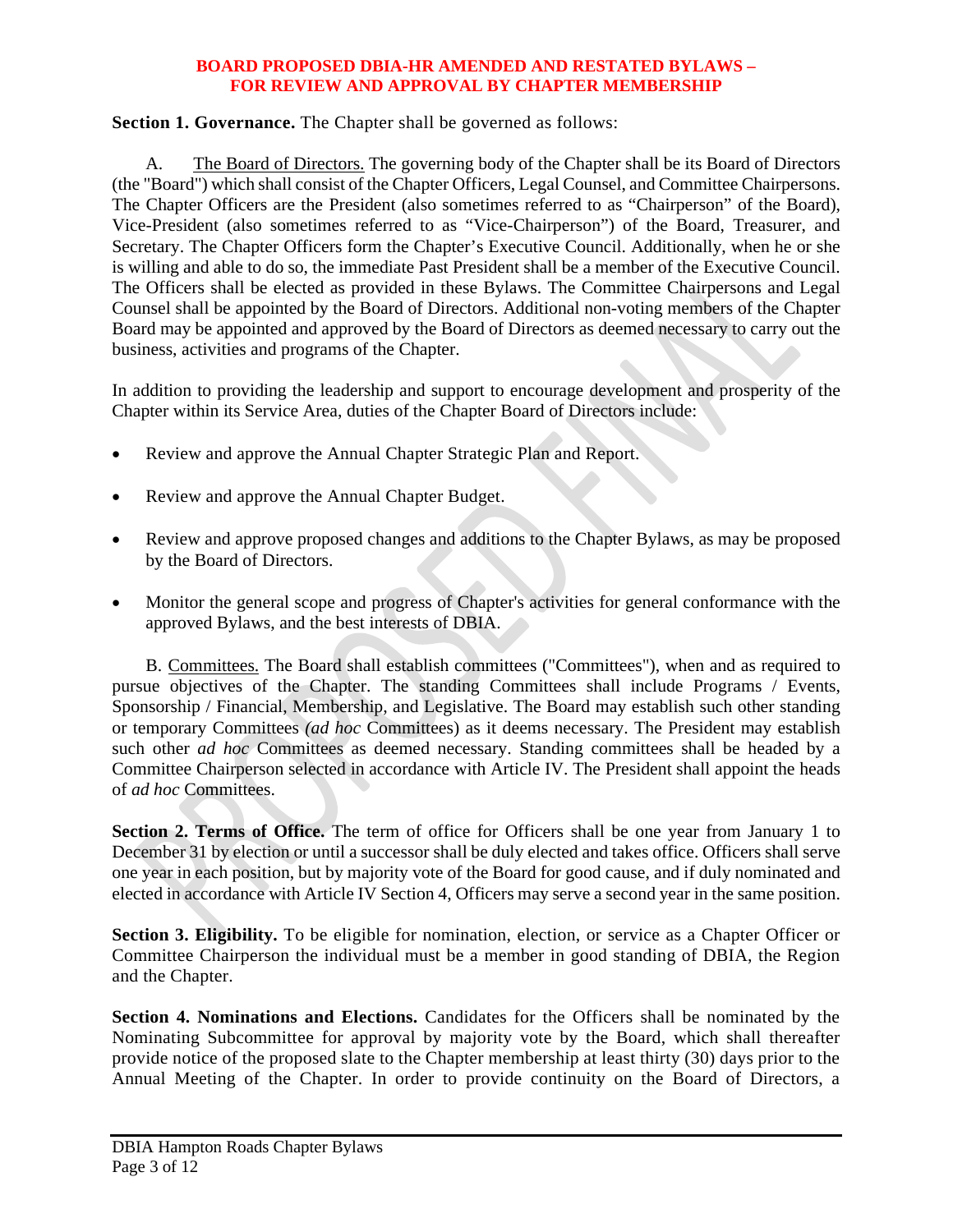**BOARD PROPOSED DBIA-HR AMENDED AND RESTATED BYLAWS – FOR REVIEW AND APPROVAL BY CHAPTER MEMBERSHIP**

**Section 1. Governance.** The Chapter shall be governed as follows:

A. The Board of Directors. The governing body of the Chapter shall be its Board of Directors (the "Board") which shall consist of the Chapter Officers, Legal Counsel, and Committee Chairpersons. The Chapter Officers are the President (also sometimes referred to as "Chairperson" of the Board), Vice-President (also sometimes referred to as "Vice-Chairperson") of the Board, Treasurer, and Secretary. The Chapter Officers form the Chapter's Executive Council. Additionally, when he or she is willing and able to do so, the immediate Past President shall be a member of the Executive Council. The Officers shall be elected as provided in these Bylaws. The Committee Chairpersons and Legal Counsel shall be appointed by the Board of Directors. Additional non-voting members of the Chapter Board may be appointed and approved by the Board of Directors as deemed necessary to carry out the business, activities and programs of the Chapter.

In addition to providing the leadership and support to encourage development and prosperity of the Chapter within its Service Area, duties of the Chapter Board of Directors include:

- Review and approve the Annual Chapter Strategic Plan and Report.
- Review and approve the Annual Chapter Budget.
- Review and approve proposed changes and additions to the Chapter Bylaws, as may be proposed by the Board of Directors.
- Monitor the general scope and progress of Chapter's activities for general conformance with the approved Bylaws, and the best interests of DBIA.

B. Committees. The Board shall establish committees ("Committees"), when and as required to pursue objectives of the Chapter. The standing Committees shall include Programs / Events, Sponsorship / Financial, Membership, and Legislative. The Board may establish such other standing or temporary Committees *(ad hoc* Committees) as it deems necessary. The President may establish such other *ad hoc* Committees as deemed necessary. Standing committees shall be headed by a Committee Chairperson selected in accordance with Article IV. The President shall appoint the heads of *ad hoc* Committees.

**Section 2. Terms of Office.** The term of office for Officers shall be one year from January 1 to December 31 by election or until a successor shall be duly elected and takes office. Officers shall serve one year in each position, but by majority vote of the Board for good cause, and if duly nominated and elected in accordance with Article IV Section 4, Officers may serve a second year in the same position.

**Section 3. Eligibility.** To be eligible for nomination, election, or service as a Chapter Officer or Committee Chairperson the individual must be a member in good standing of DBIA, the Region and the Chapter.

**Section 4. Nominations and Elections.** Candidates for the Officers shall be nominated by the Nominating Subcommittee for approval by majority vote by the Board, which shall thereafter provide notice of the proposed slate to the Chapter membership at least thirty (30) days prior to the Annual Meeting of the Chapter. In order to provide continuity on the Board of Directors, a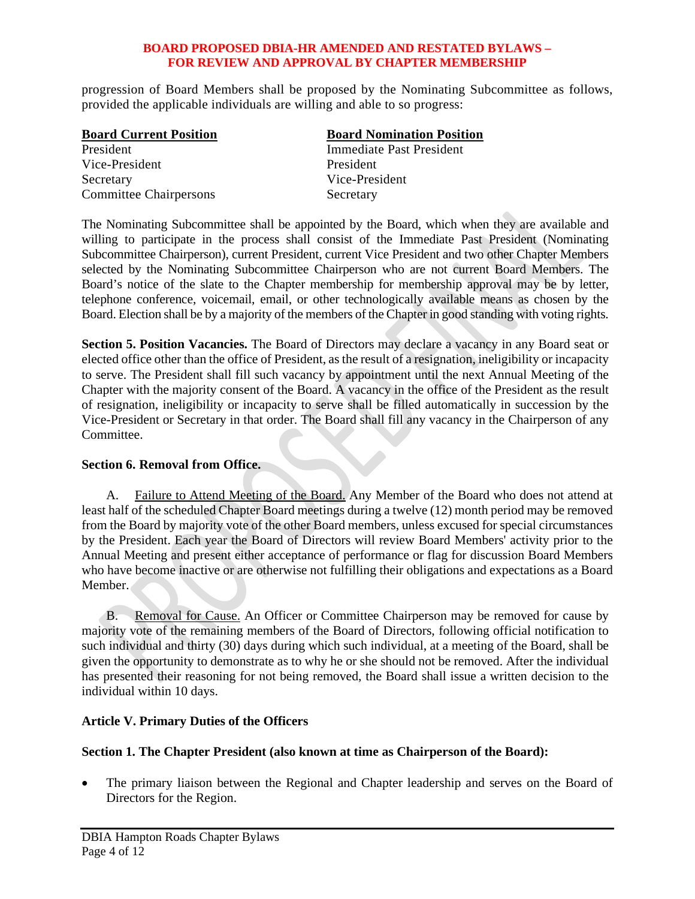progression of Board Members shall be proposed by the Nominating Subcommittee as follows, provided the applicable individuals are willing and able to so progress:

| **Board Current Position** | **Board Nomination Position** |
|---|---|
| President | Immediate Past President |
| Vice-President | President |
| Secretary | Vice-President |
| Committee Chairpersons | Secretary |

The Nominating Subcommittee shall be appointed by the Board, which when they are available and willing to participate in the process shall consist of the Immediate Past President (Nominating Subcommittee Chairperson), current President, current Vice President and two other Chapter Members selected by the Nominating Subcommittee Chairperson who are not current Board Members. The Board's notice of the slate to the Chapter membership for membership approval may be by letter, telephone conference, voicemail, email, or other technologically available means as chosen by the Board. Election shall be by a majority of the members of the Chapter in good standing with voting rights.

**Section 5. Position Vacancies.** The Board of Directors may declare a vacancy in any Board seat or elected office other than the office of President, as the result of a resignation, ineligibility or incapacity to serve. The President shall fill such vacancy by appointment until the next Annual Meeting of the Chapter with the majority consent of the Board. A vacancy in the office of the President as the result of resignation, ineligibility or incapacity to serve shall be filled automatically in succession by the Vice-President or Secretary in that order. The Board shall fill any vacancy in the Chairperson of any Committee.

**Section 6. Removal from Office.**

A. Failure to Attend Meeting of the Board. Any Member of the Board who does not attend at least half of the scheduled Chapter Board meetings during a twelve (12) month period may be removed from the Board by majority vote of the other Board members, unless excused for special circumstances by the President. Each year the Board of Directors will review Board Members' activity prior to the Annual Meeting and present either acceptance of performance or flag for discussion Board Members who have become inactive or are otherwise not fulfilling their obligations and expectations as a Board Member.

B. Removal for Cause. An Officer or Committee Chairperson may be removed for cause by majority vote of the remaining members of the Board of Directors, following official notification to such individual and thirty (30) days during which such individual, at a meeting of the Board, shall be given the opportunity to demonstrate as to why he or she should not be removed. After the individual has presented their reasoning for not being removed, the Board shall issue a written decision to the individual within 10 days.

## Article V. Primary Duties of the Officers

**Section 1. The Chapter President (also known at time as Chairperson of the Board):**

- The primary liaison between the Regional and Chapter leadership and serves on the Board of Directors for the Region.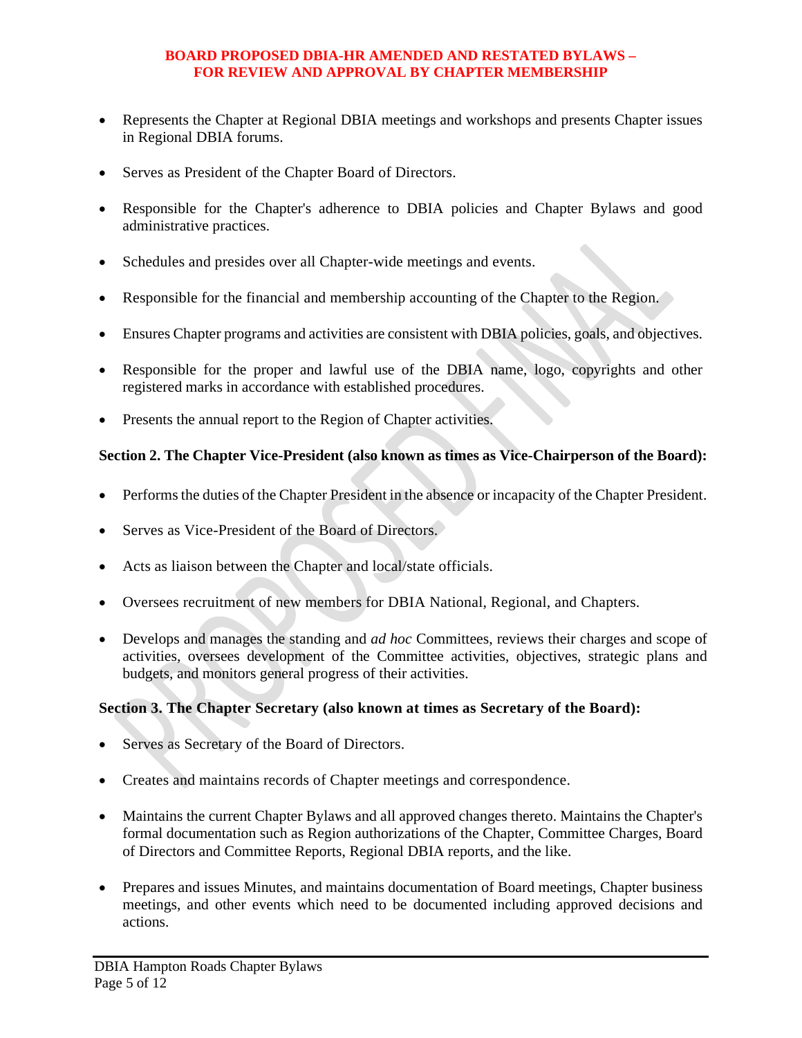- Represents the Chapter at Regional DBIA meetings and workshops and presents Chapter issues in Regional DBIA forums.
- Serves as President of the Chapter Board of Directors.
- Responsible for the Chapter's adherence to DBIA policies and Chapter Bylaws and good administrative practices.
- Schedules and presides over all Chapter-wide meetings and events.
- Responsible for the financial and membership accounting of the Chapter to the Region.
- Ensures Chapter programs and activities are consistent with DBIA policies, goals, and objectives.
- Responsible for the proper and lawful use of the DBIA name, logo, copyrights and other registered marks in accordance with established procedures.
- Presents the annual report to the Region of Chapter activities.

**Section 2. The Chapter Vice-President (also known as times as Vice-Chairperson of the Board):**

- Performs the duties of the Chapter President in the absence or incapacity of the Chapter President.
- Serves as Vice-President of the Board of Directors.
- Acts as liaison between the Chapter and local/state officials.
- Oversees recruitment of new members for DBIA National, Regional, and Chapters.
- Develops and manages the standing and *ad hoc* Committees, reviews their charges and scope of activities, oversees development of the Committee activities, objectives, strategic plans and budgets, and monitors general progress of their activities.

**Section 3. The Chapter Secretary (also known at times as Secretary of the Board):**

- Serves as Secretary of the Board of Directors.
- Creates and maintains records of Chapter meetings and correspondence.
- Maintains the current Chapter Bylaws and all approved changes thereto. Maintains the Chapter's formal documentation such as Region authorizations of the Chapter, Committee Charges, Board of Directors and Committee Reports, Regional DBIA reports, and the like.
- Prepares and issues Minutes, and maintains documentation of Board meetings, Chapter business meetings, and other events which need to be documented including approved decisions and actions.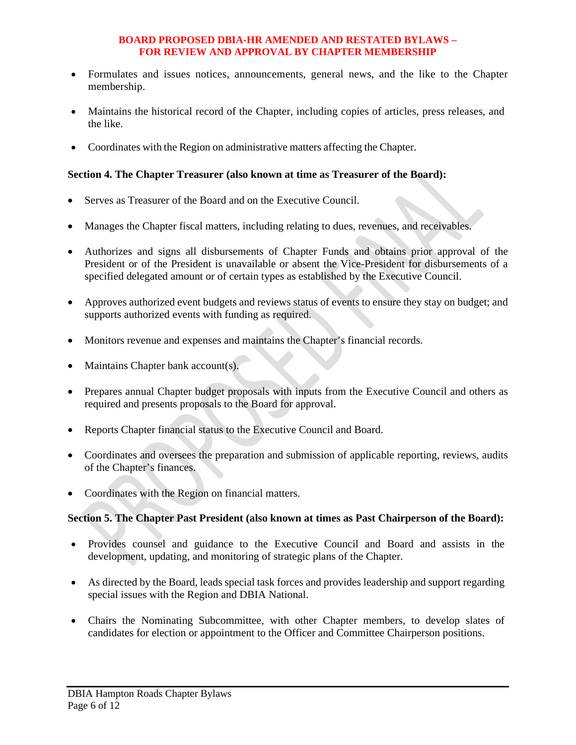- Formulates and issues notices, announcements, general news, and the like to the Chapter membership.
- Maintains the historical record of the Chapter, including copies of articles, press releases, and the like.
- Coordinates with the Region on administrative matters affecting the Chapter.

**Section 4. The Chapter Treasurer (also known at time as Treasurer of the Board):**

- Serves as Treasurer of the Board and on the Executive Council.
- Manages the Chapter fiscal matters, including relating to dues, revenues, and receivables.
- Authorizes and signs all disbursements of Chapter Funds and obtains prior approval of the President or of the President is unavailable or absent the Vice-President for disbursements of a specified delegated amount or of certain types as established by the Executive Council.
- Approves authorized event budgets and reviews status of events to ensure they stay on budget; and supports authorized events with funding as required.
- Monitors revenue and expenses and maintains the Chapter's financial records.
- Maintains Chapter bank account(s).
- Prepares annual Chapter budget proposals with inputs from the Executive Council and others as required and presents proposals to the Board for approval.
- Reports Chapter financial status to the Executive Council and Board.
- Coordinates and oversees the preparation and submission of applicable reporting, reviews, audits of the Chapter's finances.
- Coordinates with the Region on financial matters.

**Section 5. The Chapter Past President (also known at times as Past Chairperson of the Board):**

- Provides counsel and guidance to the Executive Council and Board and assists in the development, updating, and monitoring of strategic plans of the Chapter.
- As directed by the Board, leads special task forces and provides leadership and support regarding special issues with the Region and DBIA National.
- Chairs the Nominating Subcommittee, with other Chapter members, to develop slates of candidates for election or appointment to the Officer and Committee Chairperson positions.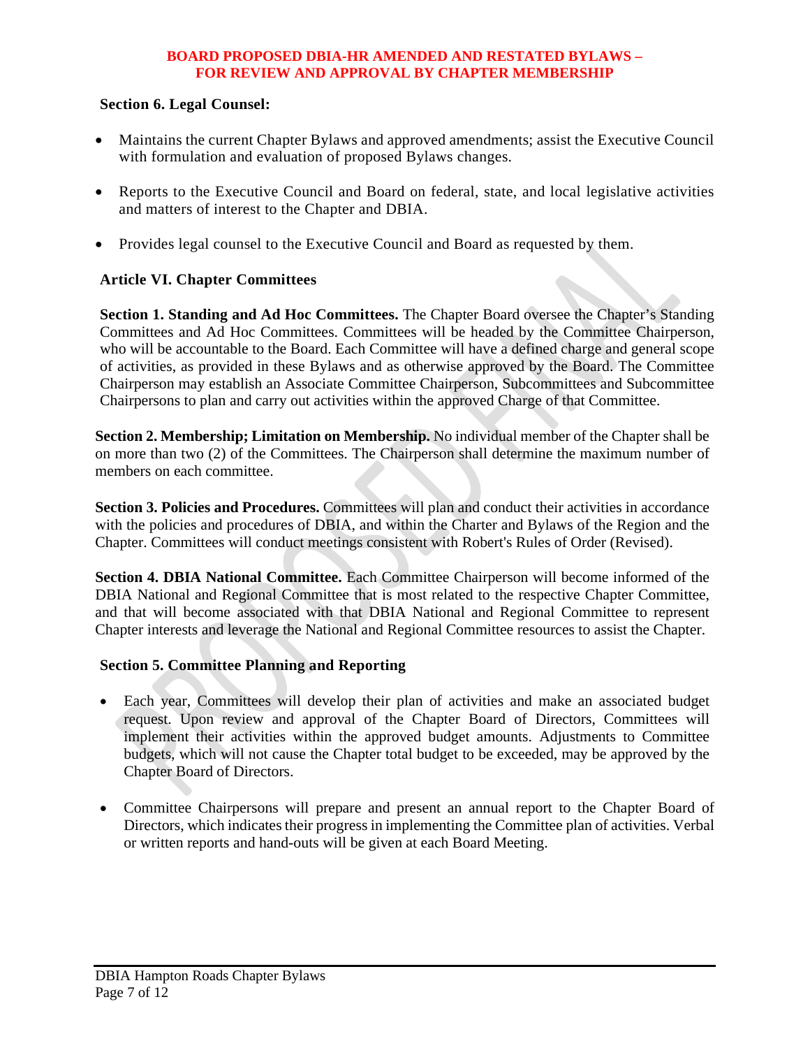**BOARD PROPOSED DBIA-HR AMENDED AND RESTATED BYLAWS – FOR REVIEW AND APPROVAL BY CHAPTER MEMBERSHIP**

**Section 6. Legal Counsel:**

- Maintains the current Chapter Bylaws and approved amendments; assist the Executive Council with formulation and evaluation of proposed Bylaws changes.

- Reports to the Executive Council and Board on federal, state, and local legislative activities and matters of interest to the Chapter and DBIA.

- Provides legal counsel to the Executive Council and Board as requested by them.

## Article VI. Chapter Committees

**Section 1. Standing and Ad Hoc Committees.** The Chapter Board oversee the Chapter's Standing Committees and Ad Hoc Committees. Committees will be headed by the Committee Chairperson, who will be accountable to the Board. Each Committee will have a defined charge and general scope of activities, as provided in these Bylaws and as otherwise approved by the Board. The Committee Chairperson may establish an Associate Committee Chairperson, Subcommittees and Subcommittee Chairpersons to plan and carry out activities within the approved Charge of that Committee.

**Section 2. Membership; Limitation on Membership.** No individual member of the Chapter shall be on more than two (2) of the Committees. The Chairperson shall determine the maximum number of members on each committee.

**Section 3. Policies and Procedures.** Committees will plan and conduct their activities in accordance with the policies and procedures of DBIA, and within the Charter and Bylaws of the Region and the Chapter. Committees will conduct meetings consistent with Robert's Rules of Order (Revised).

**Section 4. DBIA National Committee.** Each Committee Chairperson will become informed of the DBIA National and Regional Committee that is most related to the respective Chapter Committee, and that will become associated with that DBIA National and Regional Committee to represent Chapter interests and leverage the National and Regional Committee resources to assist the Chapter.

**Section 5. Committee Planning and Reporting**

- Each year, Committees will develop their plan of activities and make an associated budget request. Upon review and approval of the Chapter Board of Directors, Committees will implement their activities within the approved budget amounts. Adjustments to Committee budgets, which will not cause the Chapter total budget to be exceeded, may be approved by the Chapter Board of Directors.

- Committee Chairpersons will prepare and present an annual report to the Chapter Board of Directors, which indicates their progress in implementing the Committee plan of activities. Verbal or written reports and hand-outs will be given at each Board Meeting.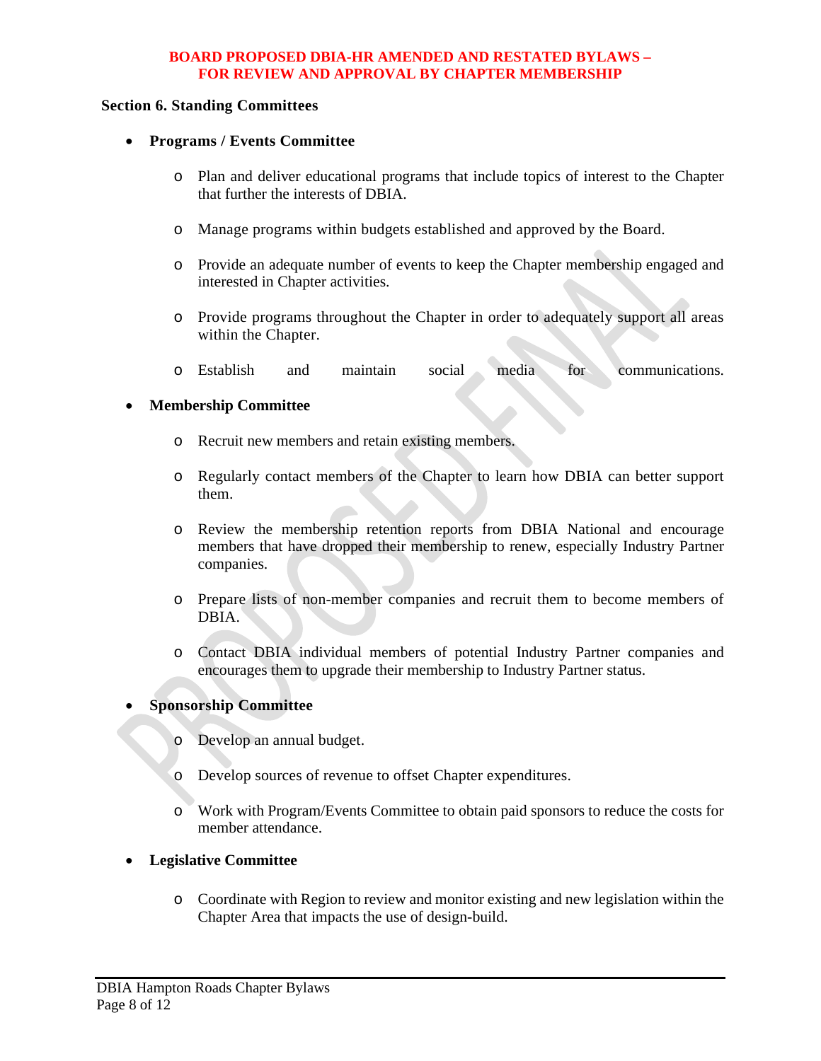## Section 6. Standing Committees

- **Programs / Events Committee**
  - Plan and deliver educational programs that include topics of interest to the Chapter that further the interests of DBIA.
  - Manage programs within budgets established and approved by the Board.
  - Provide an adequate number of events to keep the Chapter membership engaged and interested in Chapter activities.
  - Provide programs throughout the Chapter in order to adequately support all areas within the Chapter.
  - Establish and maintain social media for communications.

- **Membership Committee**
  - Recruit new members and retain existing members.
  - Regularly contact members of the Chapter to learn how DBIA can better support them.
  - Review the membership retention reports from DBIA National and encourage members that have dropped their membership to renew, especially Industry Partner companies.
  - Prepare lists of non-member companies and recruit them to become members of DBIA.
  - Contact DBIA individual members of potential Industry Partner companies and encourages them to upgrade their membership to Industry Partner status.

- **Sponsorship Committee**
  - Develop an annual budget.
  - Develop sources of revenue to offset Chapter expenditures.
  - Work with Program/Events Committee to obtain paid sponsors to reduce the costs for member attendance.

- **Legislative Committee**
  - Coordinate with Region to review and monitor existing and new legislation within the Chapter Area that impacts the use of design-build.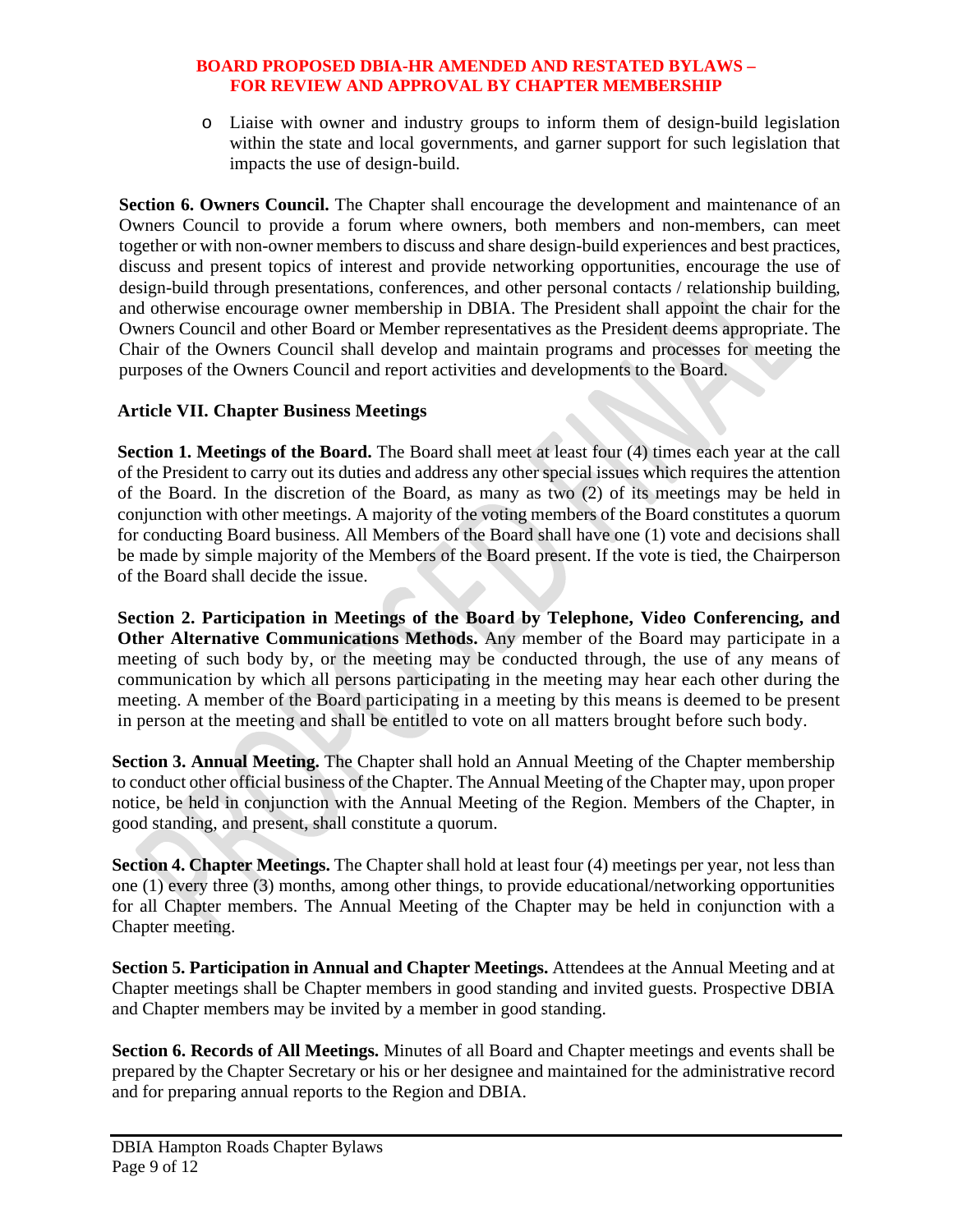**BOARD PROPOSED DBIA-HR AMENDED AND RESTATED BYLAWS – FOR REVIEW AND APPROVAL BY CHAPTER MEMBERSHIP**

- Liaise with owner and industry groups to inform them of design-build legislation within the state and local governments, and garner support for such legislation that impacts the use of design-build.

**Section 6. Owners Council.** The Chapter shall encourage the development and maintenance of an Owners Council to provide a forum where owners, both members and non-members, can meet together or with non-owner members to discuss and share design-build experiences and best practices, discuss and present topics of interest and provide networking opportunities, encourage the use of design-build through presentations, conferences, and other personal contacts / relationship building, and otherwise encourage owner membership in DBIA. The President shall appoint the chair for the Owners Council and other Board or Member representatives as the President deems appropriate. The Chair of the Owners Council shall develop and maintain programs and processes for meeting the purposes of the Owners Council and report activities and developments to the Board.

## Article VII. Chapter Business Meetings

**Section 1. Meetings of the Board.** The Board shall meet at least four (4) times each year at the call of the President to carry out its duties and address any other special issues which requires the attention of the Board. In the discretion of the Board, as many as two (2) of its meetings may be held in conjunction with other meetings. A majority of the voting members of the Board constitutes a quorum for conducting Board business. All Members of the Board shall have one (1) vote and decisions shall be made by simple majority of the Members of the Board present. If the vote is tied, the Chairperson of the Board shall decide the issue.

**Section 2. Participation in Meetings of the Board by Telephone, Video Conferencing, and Other Alternative Communications Methods.** Any member of the Board may participate in a meeting of such body by, or the meeting may be conducted through, the use of any means of communication by which all persons participating in the meeting may hear each other during the meeting. A member of the Board participating in a meeting by this means is deemed to be present in person at the meeting and shall be entitled to vote on all matters brought before such body.

**Section 3. Annual Meeting.** The Chapter shall hold an Annual Meeting of the Chapter membership to conduct other official business of the Chapter. The Annual Meeting of the Chapter may, upon proper notice, be held in conjunction with the Annual Meeting of the Region. Members of the Chapter, in good standing, and present, shall constitute a quorum.

**Section 4. Chapter Meetings.** The Chapter shall hold at least four (4) meetings per year, not less than one (1) every three (3) months, among other things, to provide educational/networking opportunities for all Chapter members. The Annual Meeting of the Chapter may be held in conjunction with a Chapter meeting.

**Section 5. Participation in Annual and Chapter Meetings.** Attendees at the Annual Meeting and at Chapter meetings shall be Chapter members in good standing and invited guests. Prospective DBIA and Chapter members may be invited by a member in good standing.

**Section 6. Records of All Meetings.** Minutes of all Board and Chapter meetings and events shall be prepared by the Chapter Secretary or his or her designee and maintained for the administrative record and for preparing annual reports to the Region and DBIA.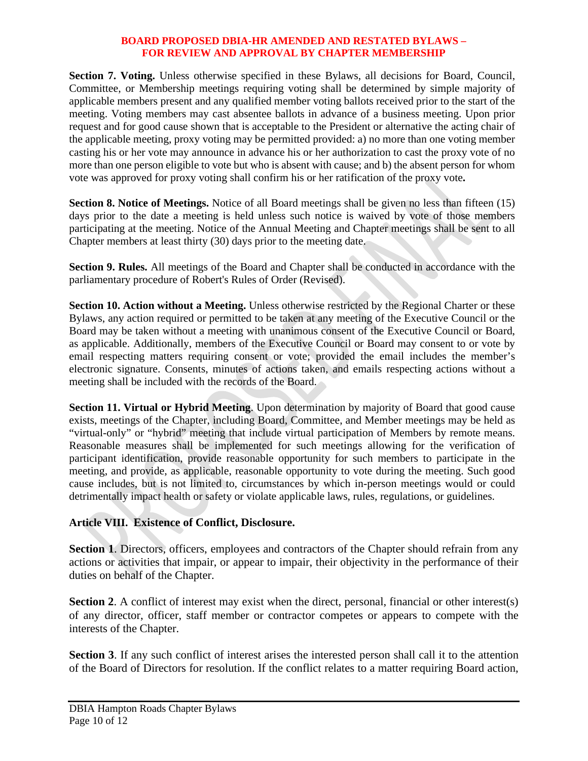**BOARD PROPOSED DBIA-HR AMENDED AND RESTATED BYLAWS – FOR REVIEW AND APPROVAL BY CHAPTER MEMBERSHIP**

**Section 7. Voting.** Unless otherwise specified in these Bylaws, all decisions for Board, Council, Committee, or Membership meetings requiring voting shall be determined by simple majority of applicable members present and any qualified member voting ballots received prior to the start of the meeting. Voting members may cast absentee ballots in advance of a business meeting. Upon prior request and for good cause shown that is acceptable to the President or alternative the acting chair of the applicable meeting, proxy voting may be permitted provided: a) no more than one voting member casting his or her vote may announce in advance his or her authorization to cast the proxy vote of no more than one person eligible to vote but who is absent with cause; and b) the absent person for whom vote was approved for proxy voting shall confirm his or her ratification of the proxy vote**.**

**Section 8. Notice of Meetings.** Notice of all Board meetings shall be given no less than fifteen (15) days prior to the date a meeting is held unless such notice is waived by vote of those members participating at the meeting. Notice of the Annual Meeting and Chapter meetings shall be sent to all Chapter members at least thirty (30) days prior to the meeting date.

**Section 9. Rules.** All meetings of the Board and Chapter shall be conducted in accordance with the parliamentary procedure of Robert's Rules of Order (Revised).

**Section 10. Action without a Meeting.** Unless otherwise restricted by the Regional Charter or these Bylaws, any action required or permitted to be taken at any meeting of the Executive Council or the Board may be taken without a meeting with unanimous consent of the Executive Council or Board, as applicable. Additionally, members of the Executive Council or Board may consent to or vote by email respecting matters requiring consent or vote; provided the email includes the member's electronic signature. Consents, minutes of actions taken, and emails respecting actions without a meeting shall be included with the records of the Board.

**Section 11. Virtual or Hybrid Meeting**. Upon determination by majority of Board that good cause exists, meetings of the Chapter, including Board, Committee, and Member meetings may be held as "virtual-only" or "hybrid" meeting that include virtual participation of Members by remote means. Reasonable measures shall be implemented for such meetings allowing for the verification of participant identification, provide reasonable opportunity for such members to participate in the meeting, and provide, as applicable, reasonable opportunity to vote during the meeting. Such good cause includes, but is not limited to, circumstances by which in-person meetings would or could detrimentally impact health or safety or violate applicable laws, rules, regulations, or guidelines.

## Article VIII. Existence of Conflict, Disclosure.

**Section 1**. Directors, officers, employees and contractors of the Chapter should refrain from any actions or activities that impair, or appear to impair, their objectivity in the performance of their duties on behalf of the Chapter.

**Section 2**. A conflict of interest may exist when the direct, personal, financial or other interest(s) of any director, officer, staff member or contractor competes or appears to compete with the interests of the Chapter.

**Section 3**. If any such conflict of interest arises the interested person shall call it to the attention of the Board of Directors for resolution. If the conflict relates to a matter requiring Board action,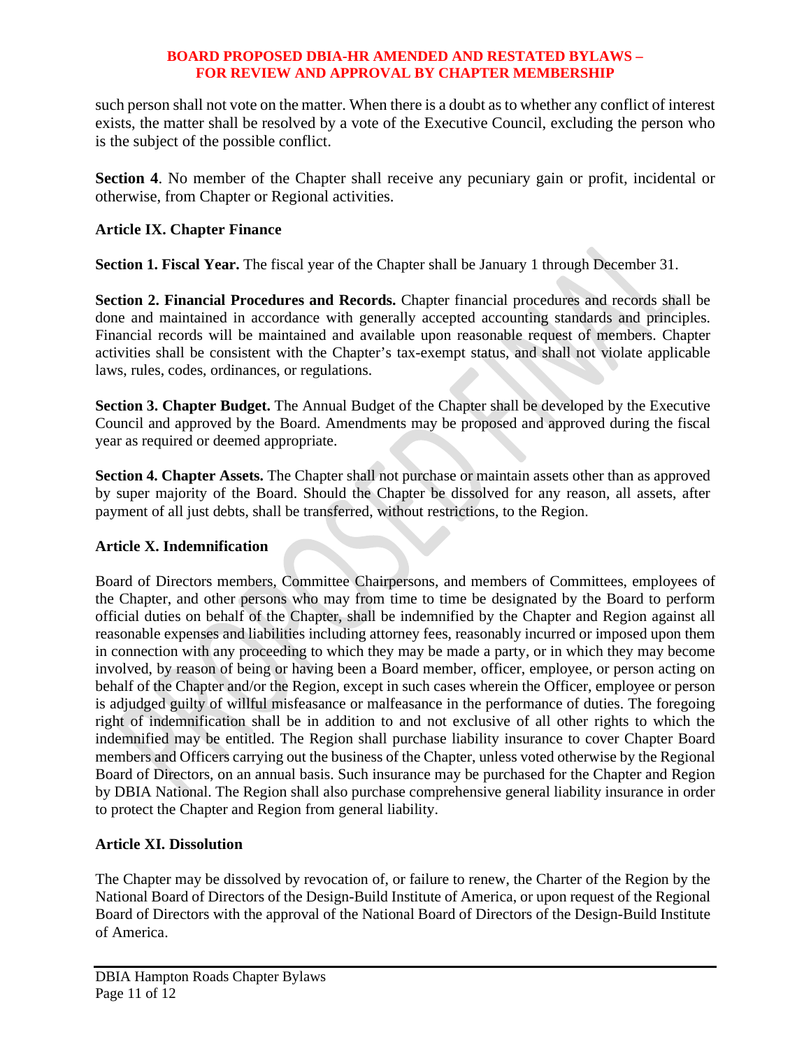such person shall not vote on the matter. When there is a doubt as to whether any conflict of interest exists, the matter shall be resolved by a vote of the Executive Council, excluding the person who is the subject of the possible conflict.

**Section 4**. No member of the Chapter shall receive any pecuniary gain or profit, incidental or otherwise, from Chapter or Regional activities.

## Article IX. Chapter Finance

**Section 1. Fiscal Year.** The fiscal year of the Chapter shall be January 1 through December 31.

**Section 2. Financial Procedures and Records.** Chapter financial procedures and records shall be done and maintained in accordance with generally accepted accounting standards and principles. Financial records will be maintained and available upon reasonable request of members. Chapter activities shall be consistent with the Chapter's tax-exempt status, and shall not violate applicable laws, rules, codes, ordinances, or regulations.

**Section 3. Chapter Budget.** The Annual Budget of the Chapter shall be developed by the Executive Council and approved by the Board. Amendments may be proposed and approved during the fiscal year as required or deemed appropriate.

**Section 4. Chapter Assets.** The Chapter shall not purchase or maintain assets other than as approved by super majority of the Board. Should the Chapter be dissolved for any reason, all assets, after payment of all just debts, shall be transferred, without restrictions, to the Region.

## Article X. Indemnification

Board of Directors members, Committee Chairpersons, and members of Committees, employees of the Chapter, and other persons who may from time to time be designated by the Board to perform official duties on behalf of the Chapter, shall be indemnified by the Chapter and Region against all reasonable expenses and liabilities including attorney fees, reasonably incurred or imposed upon them in connection with any proceeding to which they may be made a party, or in which they may become involved, by reason of being or having been a Board member, officer, employee, or person acting on behalf of the Chapter and/or the Region, except in such cases wherein the Officer, employee or person is adjudged guilty of willful misfeasance or malfeasance in the performance of duties. The foregoing right of indemnification shall be in addition to and not exclusive of all other rights to which the indemnified may be entitled. The Region shall purchase liability insurance to cover Chapter Board members and Officers carrying out the business of the Chapter, unless voted otherwise by the Regional Board of Directors, on an annual basis. Such insurance may be purchased for the Chapter and Region by DBIA National. The Region shall also purchase comprehensive general liability insurance in order to protect the Chapter and Region from general liability.

## Article XI. Dissolution

The Chapter may be dissolved by revocation of, or failure to renew, the Charter of the Region by the National Board of Directors of the Design-Build Institute of America, or upon request of the Regional Board of Directors with the approval of the National Board of Directors of the Design-Build Institute of America.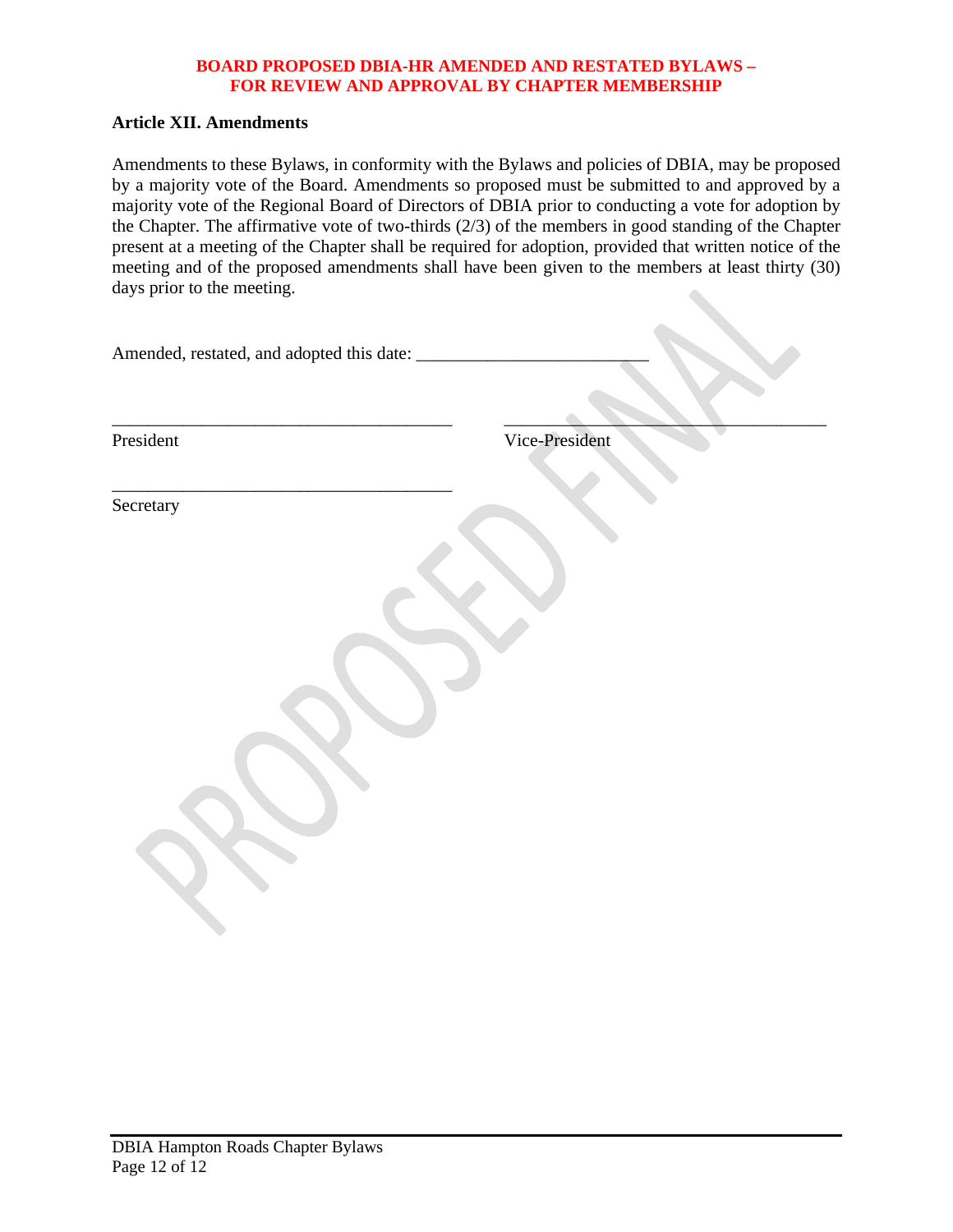## Article XII. Amendments

Amendments to these Bylaws, in conformity with the Bylaws and policies of DBIA, may be proposed by a majority vote of the Board. Amendments so proposed must be submitted to and approved by a majority vote of the Regional Board of Directors of DBIA prior to conducting a vote for adoption by the Chapter. The affirmative vote of two-thirds (2/3) of the members in good standing of the Chapter present at a meeting of the Chapter shall be required for adoption, provided that written notice of the meeting and of the proposed amendments shall have been given to the members at least thirty (30) days prior to the meeting.

Amended, restated, and adopted this date: ___________________________

_______________________________________ _______________________________________

President Vice-President

_______________________________________

Secretary